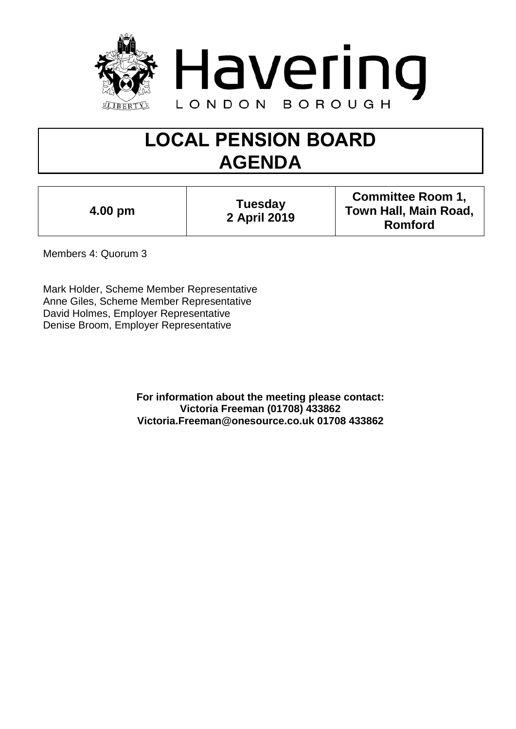Havering

LONDON BOROUGH

# LOCAL PENSION BOARD AGENDA

| 4.00 pm | Tuesday 2 April 2019 | Committee Room 1, Town Hall, Main Road, Romford |
| --- | --- | --- |

Members 4: Quorum 3

Mark Holder, Scheme Member Representative
Anne Giles, Scheme Member Representative
David Holmes, Employer Representative
Denise Broom, Employer Representative

**For information about the meeting please contact:**
**Victoria Freeman (01708) 433862**
**Victoria.Freeman@onesource.co.uk 01708 433862**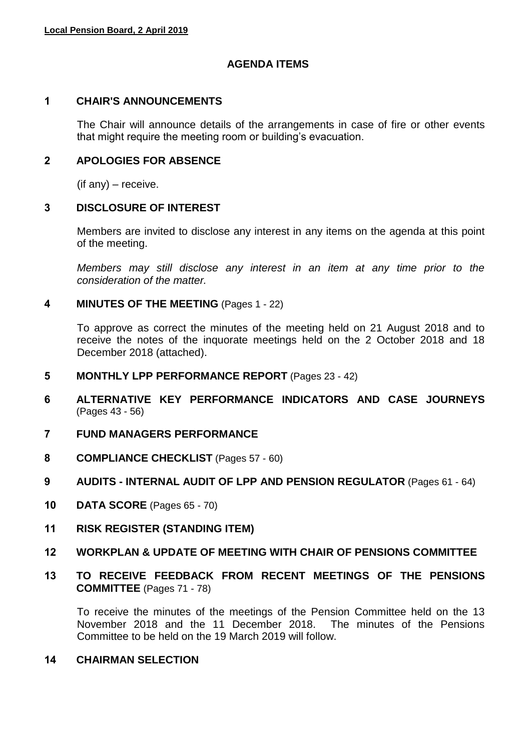## AGENDA ITEMS

**1 CHAIR'S ANNOUNCEMENTS**

The Chair will announce details of the arrangements in case of fire or other events that might require the meeting room or building's evacuation.

**2 APOLOGIES FOR ABSENCE**

(if any) – receive.

**3 DISCLOSURE OF INTEREST**

Members are invited to disclose any interest in any items on the agenda at this point of the meeting.

*Members may still disclose any interest in an item at any time prior to the consideration of the matter.*

**4 MINUTES OF THE MEETING** (Pages 1 - 22)

To approve as correct the minutes of the meeting held on 21 August 2018 and to receive the notes of the inquorate meetings held on the 2 October 2018 and 18 December 2018 (attached).

**5 MONTHLY LPP PERFORMANCE REPORT** (Pages 23 - 42)

**6 ALTERNATIVE KEY PERFORMANCE INDICATORS AND CASE JOURNEYS** (Pages 43 - 56)

**7 FUND MANAGERS PERFORMANCE**

**8 COMPLIANCE CHECKLIST** (Pages 57 - 60)

**9 AUDITS - INTERNAL AUDIT OF LPP AND PENSION REGULATOR** (Pages 61 - 64)

**10 DATA SCORE** (Pages 65 - 70)

**11 RISK REGISTER (STANDING ITEM)**

**12 WORKPLAN & UPDATE OF MEETING WITH CHAIR OF PENSIONS COMMITTEE**

**13 TO RECEIVE FEEDBACK FROM RECENT MEETINGS OF THE PENSIONS COMMITTEE** (Pages 71 - 78)

To receive the minutes of the meetings of the Pension Committee held on the 13 November 2018 and the 11 December 2018. The minutes of the Pensions Committee to be held on the 19 March 2019 will follow.

**14 CHAIRMAN SELECTION**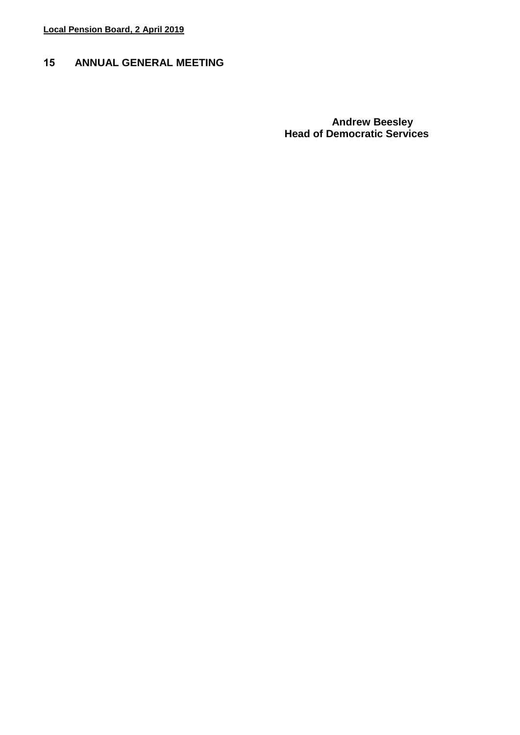## 15 ANNUAL GENERAL MEETING

**Andrew Beesley**
**Head of Democratic Services**